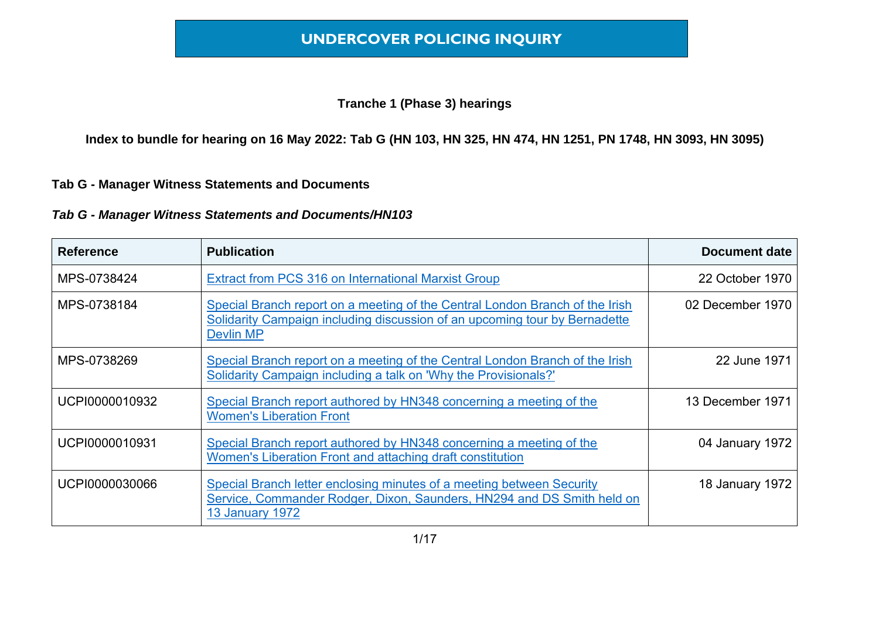# UNDERCOVER POLICING INQUIRY

**Tranche 1 (Phase 3) hearings**

**Index to bundle for hearing on 16 May 2022: Tab G (HN 103, HN 325, HN 474, HN 1251, PN 1748, HN 3093, HN 3095)**

**Tab G - Manager Witness Statements and Documents**

***Tab G - Manager Witness Statements and Documents/HN103***

| Reference | Publication | Document date |
|---|---|---|
| MPS-0738424 | Extract from PCS 316 on International Marxist Group | 22 October 1970 |
| MPS-0738184 | Special Branch report on a meeting of the Central London Branch of the Irish Solidarity Campaign including discussion of an upcoming tour by Bernadette Devlin MP | 02 December 1970 |
| MPS-0738269 | Special Branch report on a meeting of the Central London Branch of the Irish Solidarity Campaign including a talk on 'Why the Provisionals?' | 22 June 1971 |
| UCPI0000010932 | Special Branch report authored by HN348 concerning a meeting of the Women's Liberation Front | 13 December 1971 |
| UCPI0000010931 | Special Branch report authored by HN348 concerning a meeting of the Women's Liberation Front and attaching draft constitution | 04 January 1972 |
| UCPI0000030066 | Special Branch letter enclosing minutes of a meeting between Security Service, Commander Rodger, Dixon, Saunders, HN294 and DS Smith held on 13 January 1972 | 18 January 1972 |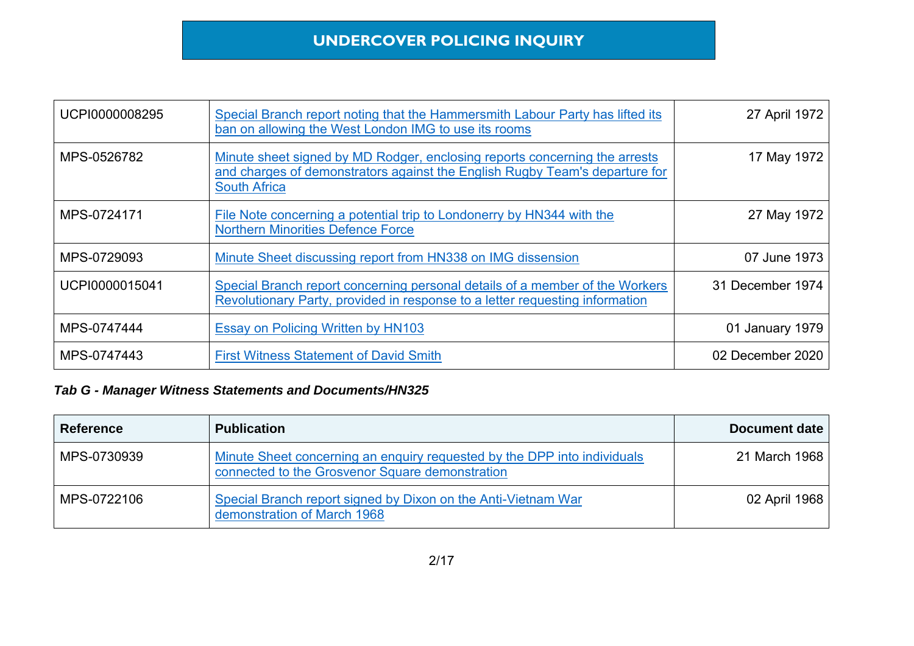| Reference | Publication | Document date |
|---|---|---|
| UCPI0000008295 | Special Branch report noting that the Hammersmith Labour Party has lifted its ban on allowing the West London IMG to use its rooms | 27 April 1972 |
| MPS-0526782 | Minute sheet signed by MD Rodger, enclosing reports concerning the arrests and charges of demonstrators against the English Rugby Team's departure for South Africa | 17 May 1972 |
| MPS-0724171 | File Note concerning a potential trip to Londonerry by HN344 with the Northern Minorities Defence Force | 27 May 1972 |
| MPS-0729093 | Minute Sheet discussing report from HN338 on IMG dissension | 07 June 1973 |
| UCPI0000015041 | Special Branch report concerning personal details of a member of the Workers Revolutionary Party, provided in response to a letter requesting information | 31 December 1974 |
| MPS-0747444 | Essay on Policing Written by HN103 | 01 January 1979 |
| MPS-0747443 | First Witness Statement of David Smith | 02 December 2020 |

***Tab G - Manager Witness Statements and Documents/HN325***

| Reference | Publication | Document date |
|---|---|---|
| MPS-0730939 | Minute Sheet concerning an enquiry requested by the DPP into individuals connected to the Grosvenor Square demonstration | 21 March 1968 |
| MPS-0722106 | Special Branch report signed by Dixon on the Anti-Vietnam War demonstration of March 1968 | 02 April 1968 |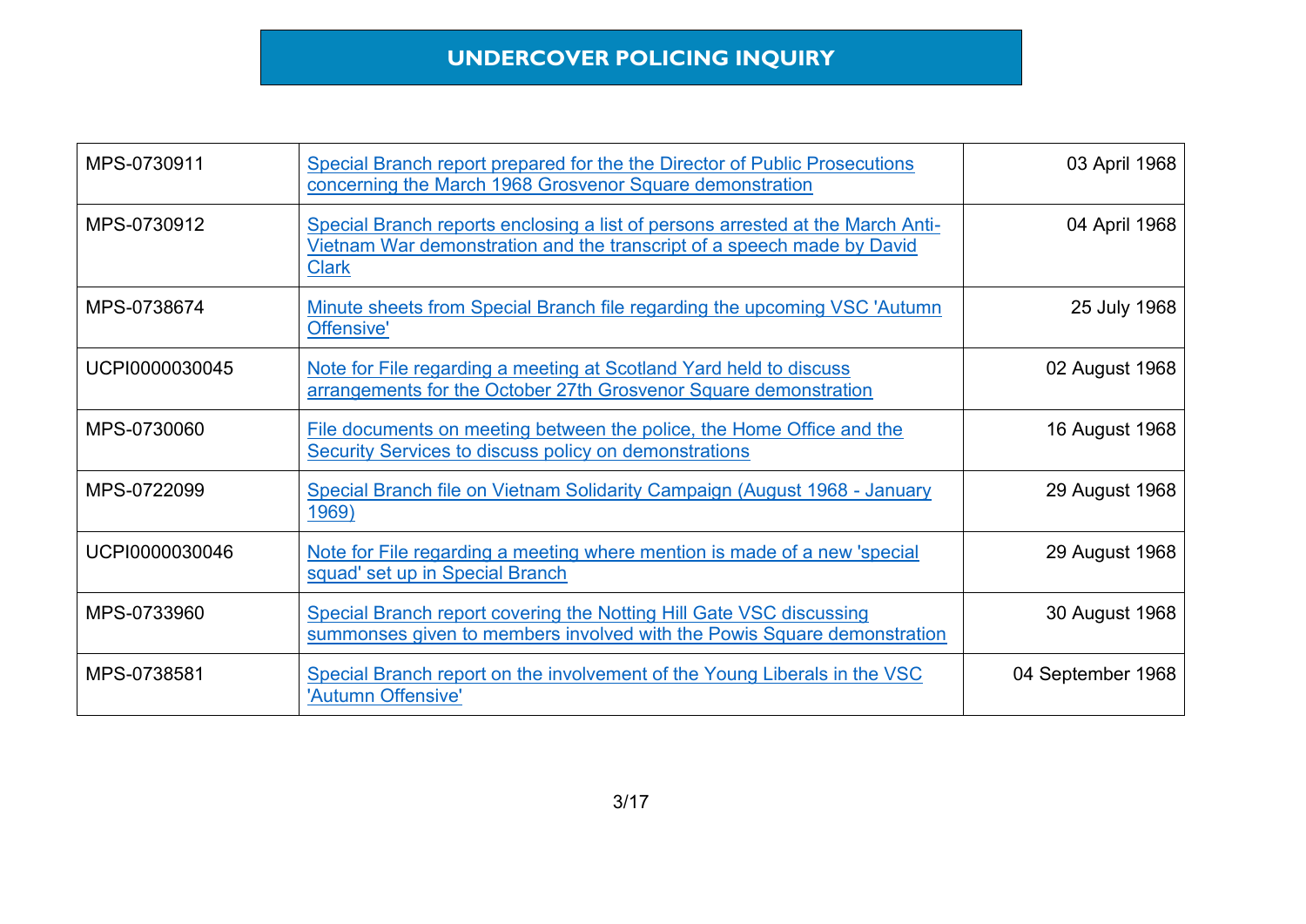# UNDERCOVER POLICING INQUIRY

| | | |
|---|---|---|
| MPS-0730911 | Special Branch report prepared for the the Director of Public Prosecutions concerning the March 1968 Grosvenor Square demonstration | 03 April 1968 |
| MPS-0730912 | Special Branch reports enclosing a list of persons arrested at the March Anti-Vietnam War demonstration and the transcript of a speech made by David Clark | 04 April 1968 |
| MPS-0738674 | Minute sheets from Special Branch file regarding the upcoming VSC 'Autumn Offensive' | 25 July 1968 |
| UCPI0000030045 | Note for File regarding a meeting at Scotland Yard held to discuss arrangements for the October 27th Grosvenor Square demonstration | 02 August 1968 |
| MPS-0730060 | File documents on meeting between the police, the Home Office and the Security Services to discuss policy on demonstrations | 16 August 1968 |
| MPS-0722099 | Special Branch file on Vietnam Solidarity Campaign (August 1968 - January 1969) | 29 August 1968 |
| UCPI0000030046 | Note for File regarding a meeting where mention is made of a new 'special squad' set up in Special Branch | 29 August 1968 |
| MPS-0733960 | Special Branch report covering the Notting Hill Gate VSC discussing summonses given to members involved with the Powis Square demonstration | 30 August 1968 |
| MPS-0738581 | Special Branch report on the involvement of the Young Liberals in the VSC 'Autumn Offensive' | 04 September 1968 |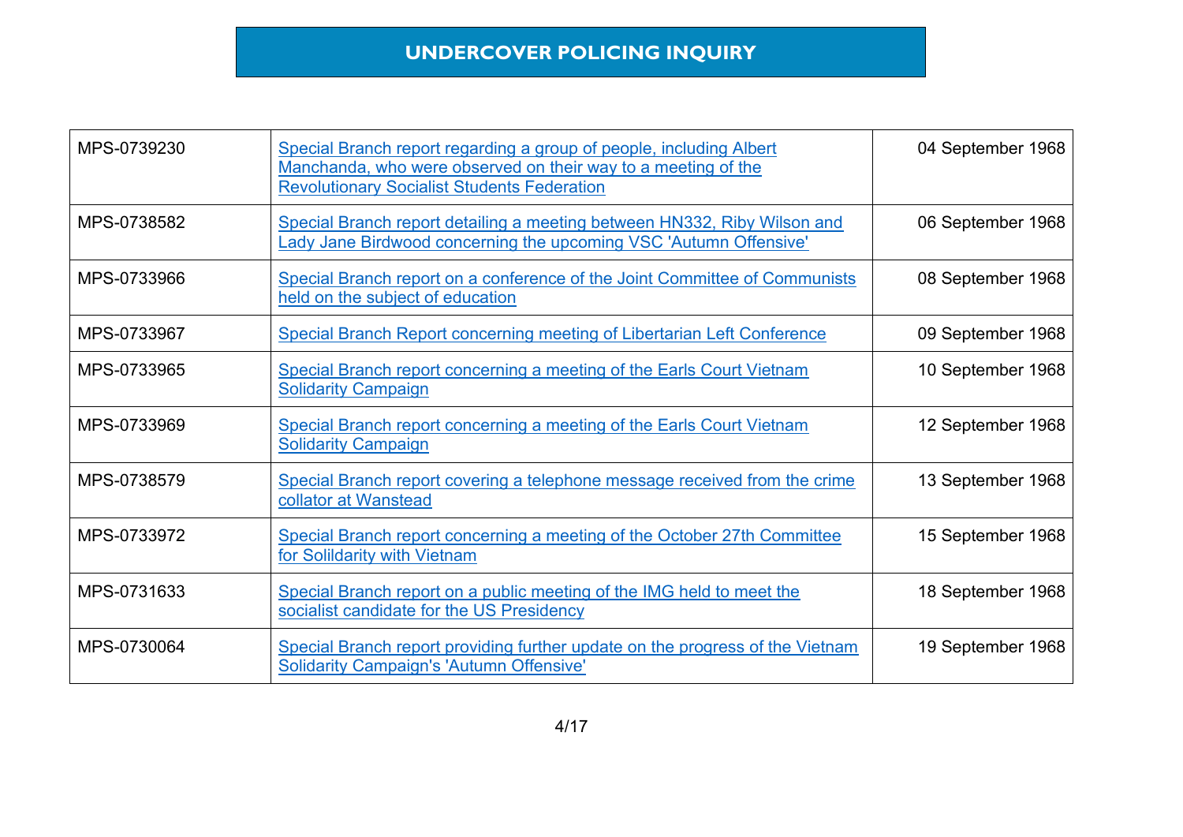# UNDERCOVER POLICING INQUIRY

| | | |
|---|---|---|
| MPS-0739230 | Special Branch report regarding a group of people, including Albert Manchanda, who were observed on their way to a meeting of the Revolutionary Socialist Students Federation | 04 September 1968 |
| MPS-0738582 | Special Branch report detailing a meeting between HN332, Riby Wilson and Lady Jane Birdwood concerning the upcoming VSC 'Autumn Offensive' | 06 September 1968 |
| MPS-0733966 | Special Branch report on a conference of the Joint Committee of Communists held on the subject of education | 08 September 1968 |
| MPS-0733967 | Special Branch Report concerning meeting of Libertarian Left Conference | 09 September 1968 |
| MPS-0733965 | Special Branch report concerning a meeting of the Earls Court Vietnam Solidarity Campaign | 10 September 1968 |
| MPS-0733969 | Special Branch report concerning a meeting of the Earls Court Vietnam Solidarity Campaign | 12 September 1968 |
| MPS-0738579 | Special Branch report covering a telephone message received from the crime collator at Wanstead | 13 September 1968 |
| MPS-0733972 | Special Branch report concerning a meeting of the October 27th Committee for Sollidarity with Vietnam | 15 September 1968 |
| MPS-0731633 | Special Branch report on a public meeting of the IMG held to meet the socialist candidate for the US Presidency | 18 September 1968 |
| MPS-0730064 | Special Branch report providing further update on the progress of the Vietnam Solidarity Campaign's 'Autumn Offensive' | 19 September 1968 |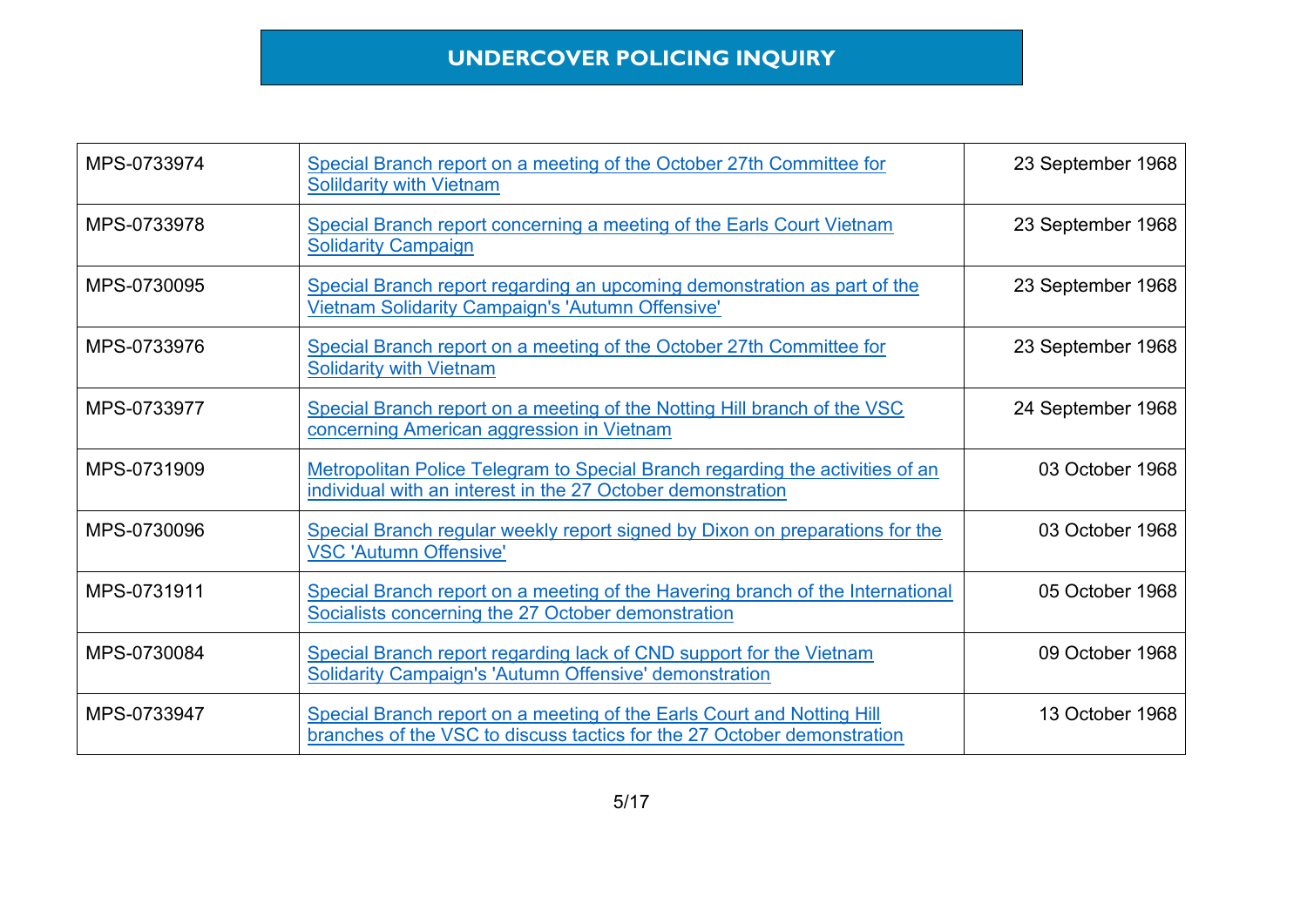# UNDERCOVER POLICING INQUIRY

| | | |
|---|---|---|
| MPS-0733974 | Special Branch report on a meeting of the October 27th Committee for Solildarity with Vietnam | 23 September 1968 |
| MPS-0733978 | Special Branch report concerning a meeting of the Earls Court Vietnam Solidarity Campaign | 23 September 1968 |
| MPS-0730095 | Special Branch report regarding an upcoming demonstration as part of the Vietnam Solidarity Campaign's 'Autumn Offensive' | 23 September 1968 |
| MPS-0733976 | Special Branch report on a meeting of the October 27th Committee for Solidarity with Vietnam | 23 September 1968 |
| MPS-0733977 | Special Branch report on a meeting of the Notting Hill branch of the VSC concerning American aggression in Vietnam | 24 September 1968 |
| MPS-0731909 | Metropolitan Police Telegram to Special Branch regarding the activities of an individual with an interest in the 27 October demonstration | 03 October 1968 |
| MPS-0730096 | Special Branch regular weekly report signed by Dixon on preparations for the VSC 'Autumn Offensive' | 03 October 1968 |
| MPS-0731911 | Special Branch report on a meeting of the Havering branch of the International Socialists concerning the 27 October demonstration | 05 October 1968 |
| MPS-0730084 | Special Branch report regarding lack of CND support for the Vietnam Solidarity Campaign's 'Autumn Offensive' demonstration | 09 October 1968 |
| MPS-0733947 | Special Branch report on a meeting of the Earls Court and Notting Hill branches of the VSC to discuss tactics for the 27 October demonstration | 13 October 1968 |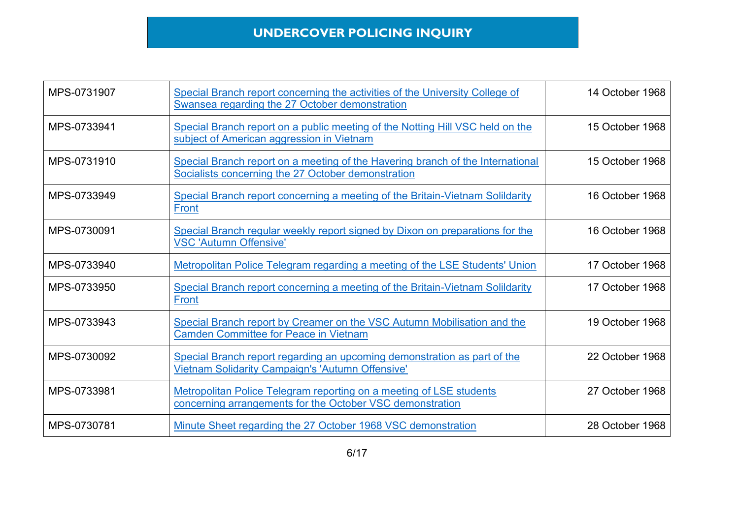# UNDERCOVER POLICING INQUIRY

| | | |
|---|---|---|
| MPS-0731907 | Special Branch report concerning the activities of the University College of Swansea regarding the 27 October demonstration | 14 October 1968 |
| MPS-0733941 | Special Branch report on a public meeting of the Notting Hill VSC held on the subject of American aggression in Vietnam | 15 October 1968 |
| MPS-0731910 | Special Branch report on a meeting of the Havering branch of the International Socialists concerning the 27 October demonstration | 15 October 1968 |
| MPS-0733949 | Special Branch report concerning a meeting of the Britain-Vietnam Solildarity Front | 16 October 1968 |
| MPS-0730091 | Special Branch regular weekly report signed by Dixon on preparations for the VSC 'Autumn Offensive' | 16 October 1968 |
| MPS-0733940 | Metropolitan Police Telegram regarding a meeting of the LSE Students' Union | 17 October 1968 |
| MPS-0733950 | Special Branch report concerning a meeting of the Britain-Vietnam Solildarity Front | 17 October 1968 |
| MPS-0733943 | Special Branch report by Creamer on the VSC Autumn Mobilisation and the Camden Committee for Peace in Vietnam | 19 October 1968 |
| MPS-0730092 | Special Branch report regarding an upcoming demonstration as part of the Vietnam Solidarity Campaign's 'Autumn Offensive' | 22 October 1968 |
| MPS-0733981 | Metropolitan Police Telegram reporting on a meeting of LSE students concerning arrangements for the October VSC demonstration | 27 October 1968 |
| MPS-0730781 | Minute Sheet regarding the 27 October 1968 VSC demonstration | 28 October 1968 |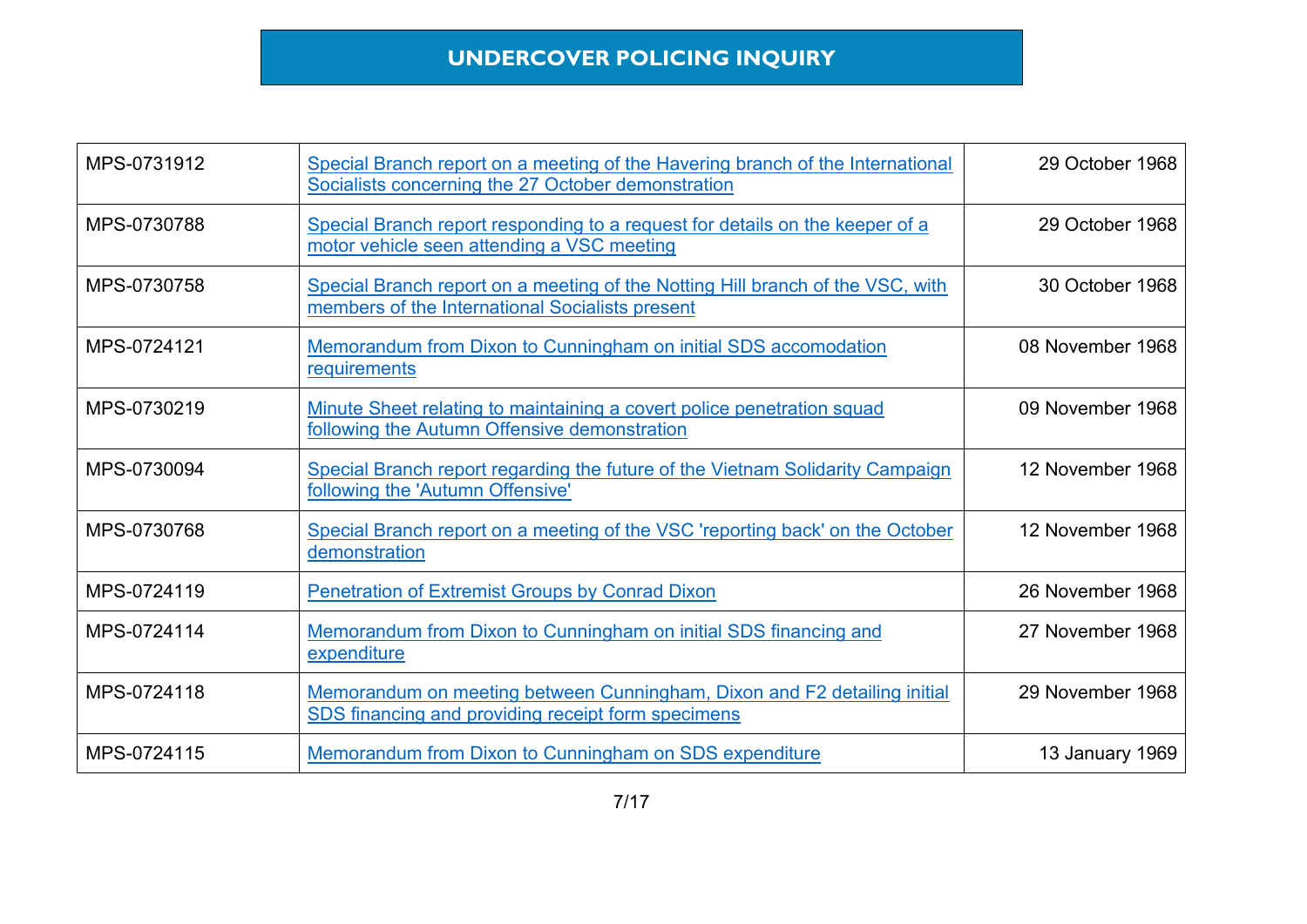# UNDERCOVER POLICING INQUIRY

| | | |
|---|---|---|
| MPS-0731912 | Special Branch report on a meeting of the Havering branch of the International Socialists concerning the 27 October demonstration | 29 October 1968 |
| MPS-0730788 | Special Branch report responding to a request for details on the keeper of a motor vehicle seen attending a VSC meeting | 29 October 1968 |
| MPS-0730758 | Special Branch report on a meeting of the Notting Hill branch of the VSC, with members of the International Socialists present | 30 October 1968 |
| MPS-0724121 | Memorandum from Dixon to Cunningham on initial SDS accomodation requirements | 08 November 1968 |
| MPS-0730219 | Minute Sheet relating to maintaining a covert police penetration squad following the Autumn Offensive demonstration | 09 November 1968 |
| MPS-0730094 | Special Branch report regarding the future of the Vietnam Solidarity Campaign following the 'Autumn Offensive' | 12 November 1968 |
| MPS-0730768 | Special Branch report on a meeting of the VSC 'reporting back' on the October demonstration | 12 November 1968 |
| MPS-0724119 | Penetration of Extremist Groups by Conrad Dixon | 26 November 1968 |
| MPS-0724114 | Memorandum from Dixon to Cunningham on initial SDS financing and expenditure | 27 November 1968 |
| MPS-0724118 | Memorandum on meeting between Cunningham, Dixon and F2 detailing initial SDS financing and providing receipt form specimens | 29 November 1968 |
| MPS-0724115 | Memorandum from Dixon to Cunningham on SDS expenditure | 13 January 1969 |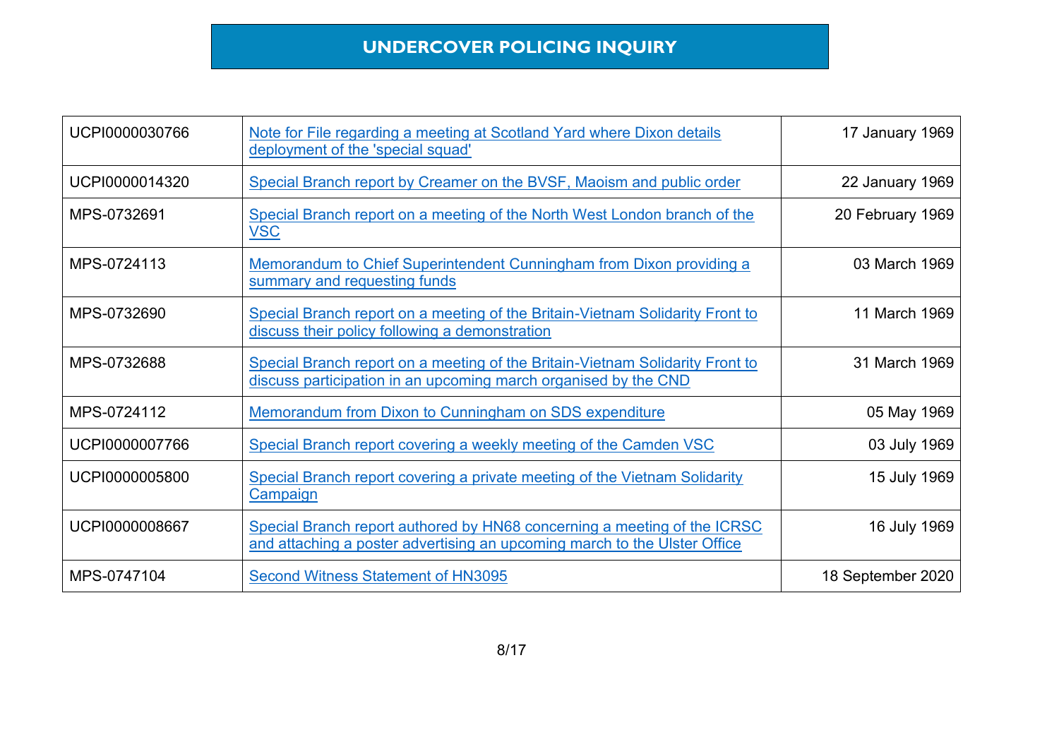# UNDERCOVER POLICING INQUIRY

| | | |
|---|---|---|
| UCPI0000030766 | Note for File regarding a meeting at Scotland Yard where Dixon details deployment of the 'special squad' | 17 January 1969 |
| UCPI0000014320 | Special Branch report by Creamer on the BVSF, Maoism and public order | 22 January 1969 |
| MPS-0732691 | Special Branch report on a meeting of the North West London branch of the VSC | 20 February 1969 |
| MPS-0724113 | Memorandum to Chief Superintendent Cunningham from Dixon providing a summary and requesting funds | 03 March 1969 |
| MPS-0732690 | Special Branch report on a meeting of the Britain-Vietnam Solidarity Front to discuss their policy following a demonstration | 11 March 1969 |
| MPS-0732688 | Special Branch report on a meeting of the Britain-Vietnam Solidarity Front to discuss participation in an upcoming march organised by the CND | 31 March 1969 |
| MPS-0724112 | Memorandum from Dixon to Cunningham on SDS expenditure | 05 May 1969 |
| UCPI0000007766 | Special Branch report covering a weekly meeting of the Camden VSC | 03 July 1969 |
| UCPI0000005800 | Special Branch report covering a private meeting of the Vietnam Solidarity Campaign | 15 July 1969 |
| UCPI0000008667 | Special Branch report authored by HN68 concerning a meeting of the ICRSC and attaching a poster advertising an upcoming march to the Ulster Office | 16 July 1969 |
| MPS-0747104 | Second Witness Statement of HN3095 | 18 September 2020 |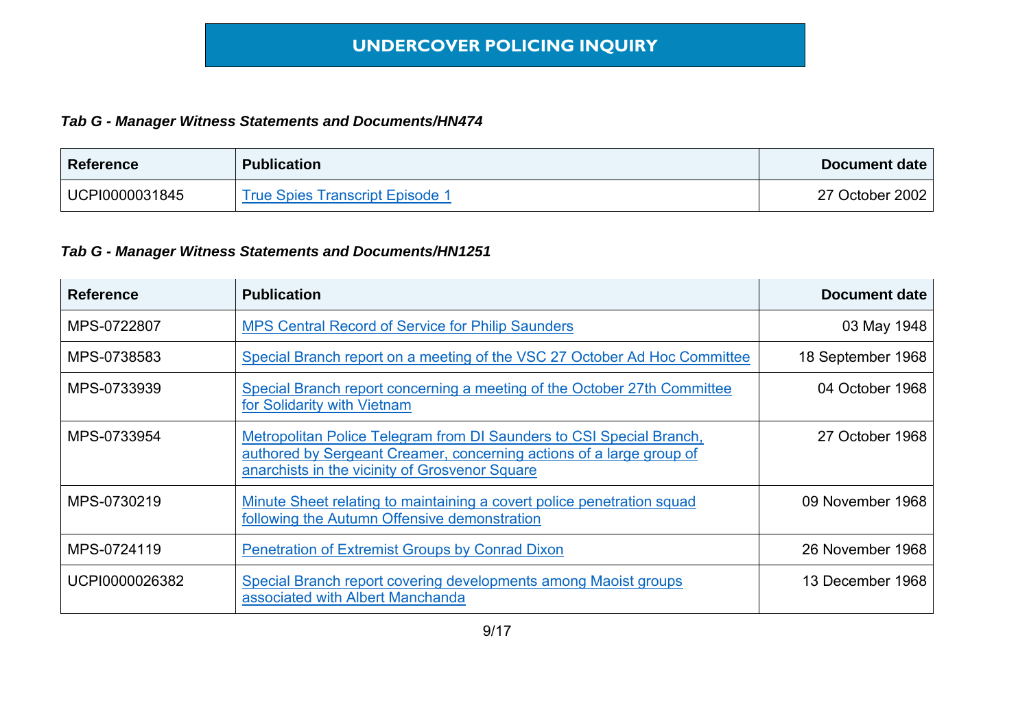# UNDERCOVER POLICING INQUIRY

***Tab G - Manager Witness Statements and Documents/HN474***

| Reference | Publication | Document date |
|---|---|---|
| UCPI0000031845 | True Spies Transcript Episode 1 | 27 October 2002 |

***Tab G - Manager Witness Statements and Documents/HN1251***

| Reference | Publication | Document date |
|---|---|---|
| MPS-0722807 | MPS Central Record of Service for Philip Saunders | 03 May 1948 |
| MPS-0738583 | Special Branch report on a meeting of the VSC 27 October Ad Hoc Committee | 18 September 1968 |
| MPS-0733939 | Special Branch report concerning a meeting of the October 27th Committee for Solidarity with Vietnam | 04 October 1968 |
| MPS-0733954 | Metropolitan Police Telegram from DI Saunders to CSI Special Branch, authored by Sergeant Creamer, concerning actions of a large group of anarchists in the vicinity of Grosvenor Square | 27 October 1968 |
| MPS-0730219 | Minute Sheet relating to maintaining a covert police penetration squad following the Autumn Offensive demonstration | 09 November 1968 |
| MPS-0724119 | Penetration of Extremist Groups by Conrad Dixon | 26 November 1968 |
| UCPI0000026382 | Special Branch report covering developments among Maoist groups associated with Albert Manchanda | 13 December 1968 |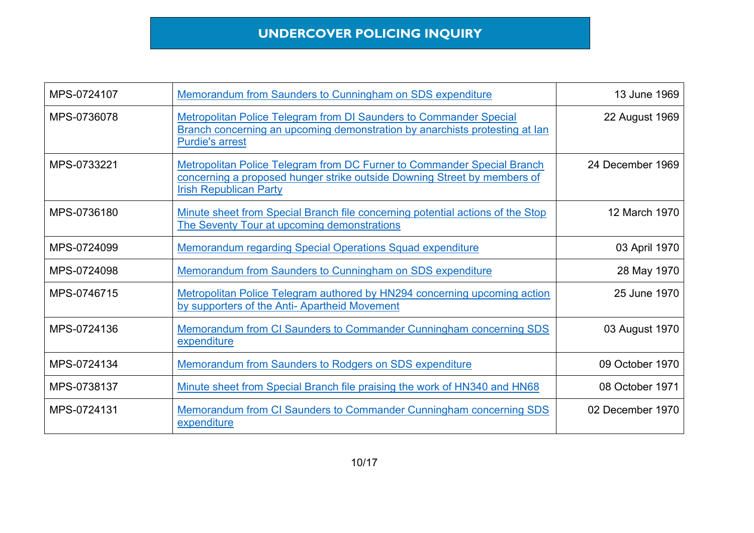## UNDERCOVER POLICING INQUIRY

| | | |
|---|---|---|
| MPS-0724107 | Memorandum from Saunders to Cunningham on SDS expenditure | 13 June 1969 |
| MPS-0736078 | Metropolitan Police Telegram from DI Saunders to Commander Special Branch concerning an upcoming demonstration by anarchists protesting at Ian Purdie's arrest | 22 August 1969 |
| MPS-0733221 | Metropolitan Police Telegram from DC Furner to Commander Special Branch concerning a proposed hunger strike outside Downing Street by members of Irish Republican Party | 24 December 1969 |
| MPS-0736180 | Minute sheet from Special Branch file concerning potential actions of the Stop The Seventy Tour at upcoming demonstrations | 12 March 1970 |
| MPS-0724099 | Memorandum regarding Special Operations Squad expenditure | 03 April 1970 |
| MPS-0724098 | Memorandum from Saunders to Cunningham on SDS expenditure | 28 May 1970 |
| MPS-0746715 | Metropolitan Police Telegram authored by HN294 concerning upcoming action by supporters of the Anti- Apartheid Movement | 25 June 1970 |
| MPS-0724136 | Memorandum from CI Saunders to Commander Cunningham concerning SDS expenditure | 03 August 1970 |
| MPS-0724134 | Memorandum from Saunders to Rodgers on SDS expenditure | 09 October 1970 |
| MPS-0738137 | Minute sheet from Special Branch file praising the work of HN340 and HN68 | 08 October 1971 |
| MPS-0724131 | Memorandum from CI Saunders to Commander Cunningham concerning SDS expenditure | 02 December 1970 |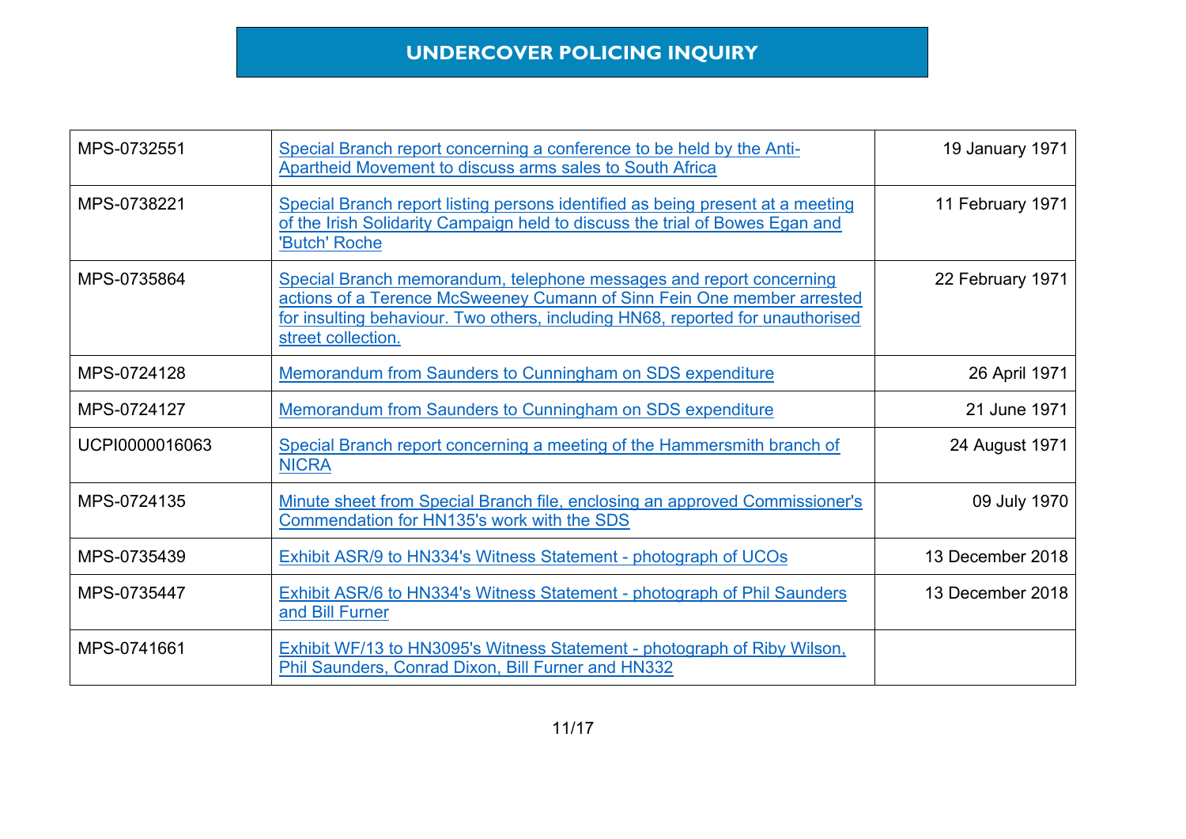# UNDERCOVER POLICING INQUIRY

| | | |
|---|---|---|
| MPS-0732551 | Special Branch report concerning a conference to be held by the Anti-Apartheid Movement to discuss arms sales to South Africa | 19 January 1971 |
| MPS-0738221 | Special Branch report listing persons identified as being present at a meeting of the Irish Solidarity Campaign held to discuss the trial of Bowes Egan and 'Butch' Roche | 11 February 1971 |
| MPS-0735864 | Special Branch memorandum, telephone messages and report concerning actions of a Terence McSweeney Cumann of Sinn Fein One member arrested for insulting behaviour. Two others, including HN68, reported for unauthorised street collection. | 22 February 1971 |
| MPS-0724128 | Memorandum from Saunders to Cunningham on SDS expenditure | 26 April 1971 |
| MPS-0724127 | Memorandum from Saunders to Cunningham on SDS expenditure | 21 June 1971 |
| UCPI0000016063 | Special Branch report concerning a meeting of the Hammersmith branch of NICRA | 24 August 1971 |
| MPS-0724135 | Minute sheet from Special Branch file, enclosing an approved Commissioner's Commendation for HN135's work with the SDS | 09 July 1970 |
| MPS-0735439 | Exhibit ASR/9 to HN334's Witness Statement - photograph of UCOs | 13 December 2018 |
| MPS-0735447 | Exhibit ASR/6 to HN334's Witness Statement - photograph of Phil Saunders and Bill Furner | 13 December 2018 |
| MPS-0741661 | Exhibit WF/13 to HN3095's Witness Statement - photograph of Riby Wilson, Phil Saunders, Conrad Dixon, Bill Furner and HN332 | |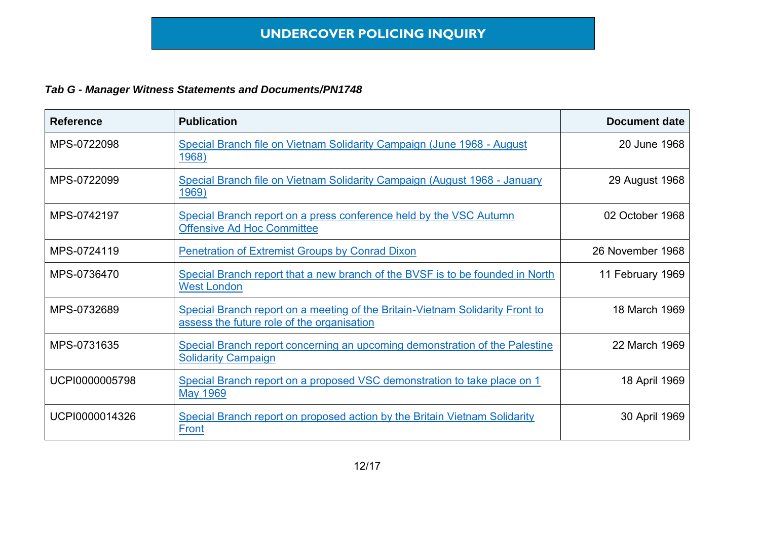# UNDERCOVER POLICING INQUIRY

***Tab G - Manager Witness Statements and Documents/PN1748***

| Reference | Publication | Document date |
|---|---|---|
| MPS-0722098 | Special Branch file on Vietnam Solidarity Campaign (June 1968 - August 1968) | 20 June 1968 |
| MPS-0722099 | Special Branch file on Vietnam Solidarity Campaign (August 1968 - January 1969) | 29 August 1968 |
| MPS-0742197 | Special Branch report on a press conference held by the VSC Autumn Offensive Ad Hoc Committee | 02 October 1968 |
| MPS-0724119 | Penetration of Extremist Groups by Conrad Dixon | 26 November 1968 |
| MPS-0736470 | Special Branch report that a new branch of the BVSF is to be founded in North West London | 11 February 1969 |
| MPS-0732689 | Special Branch report on a meeting of the Britain-Vietnam Solidarity Front to assess the future role of the organisation | 18 March 1969 |
| MPS-0731635 | Special Branch report concerning an upcoming demonstration of the Palestine Solidarity Campaign | 22 March 1969 |
| UCPI0000005798 | Special Branch report on a proposed VSC demonstration to take place on 1 May 1969 | 18 April 1969 |
| UCPI0000014326 | Special Branch report on proposed action by the Britain Vietnam Solidarity Front | 30 April 1969 |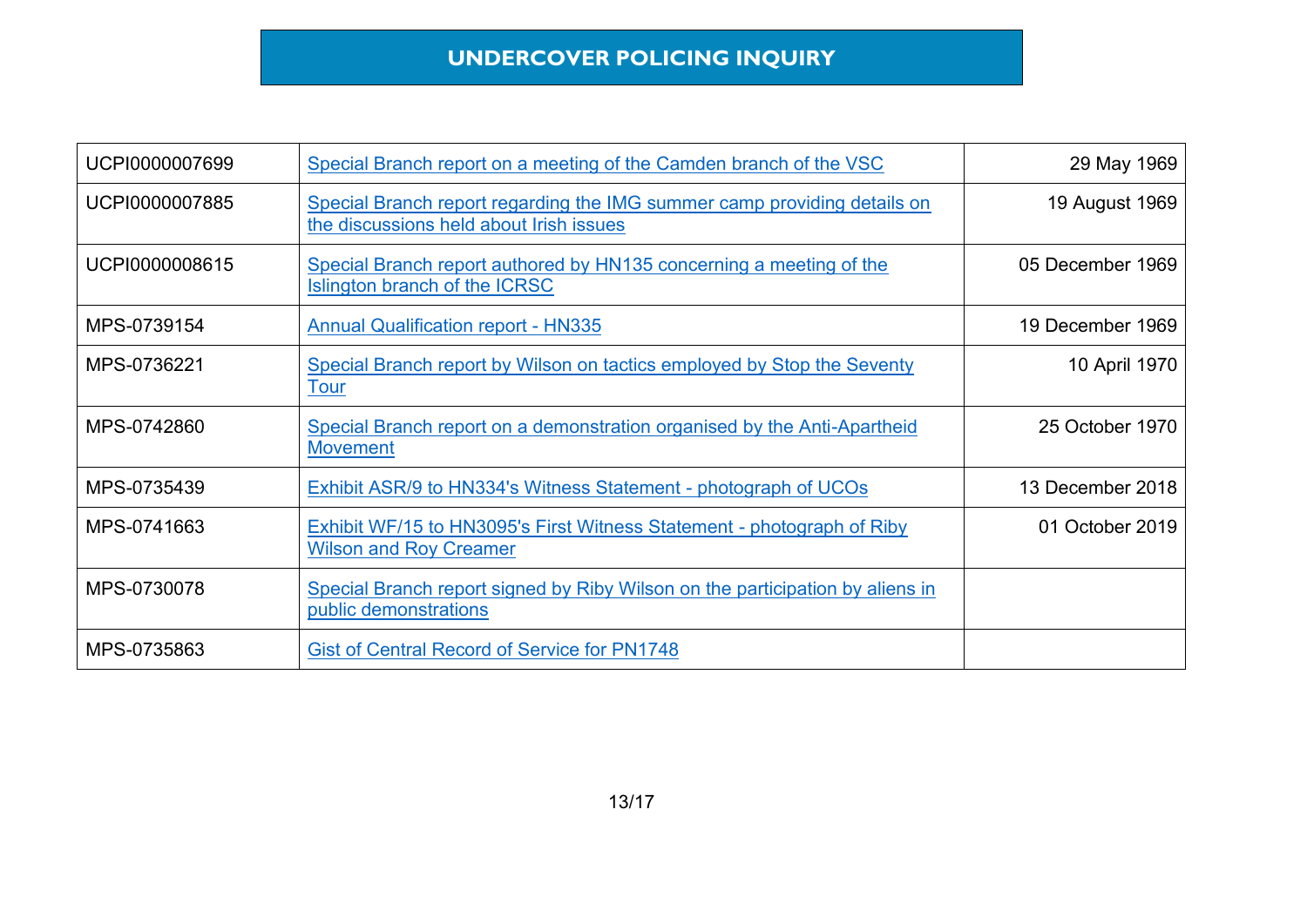# UNDERCOVER POLICING INQUIRY

| | | |
|---|---|---|
| UCPI0000007699 | Special Branch report on a meeting of the Camden branch of the VSC | 29 May 1969 |
| UCPI0000007885 | Special Branch report regarding the IMG summer camp providing details on the discussions held about Irish issues | 19 August 1969 |
| UCPI0000008615 | Special Branch report authored by HN135 concerning a meeting of the Islington branch of the ICRSC | 05 December 1969 |
| MPS-0739154 | Annual Qualification report - HN335 | 19 December 1969 |
| MPS-0736221 | Special Branch report by Wilson on tactics employed by Stop the Seventy Tour | 10 April 1970 |
| MPS-0742860 | Special Branch report on a demonstration organised by the Anti-Apartheid Movement | 25 October 1970 |
| MPS-0735439 | Exhibit ASR/9 to HN334's Witness Statement - photograph of UCOs | 13 December 2018 |
| MPS-0741663 | Exhibit WF/15 to HN3095's First Witness Statement - photograph of Riby Wilson and Roy Creamer | 01 October 2019 |
| MPS-0730078 | Special Branch report signed by Riby Wilson on the participation by aliens in public demonstrations | |
| MPS-0735863 | Gist of Central Record of Service for PN1748 | |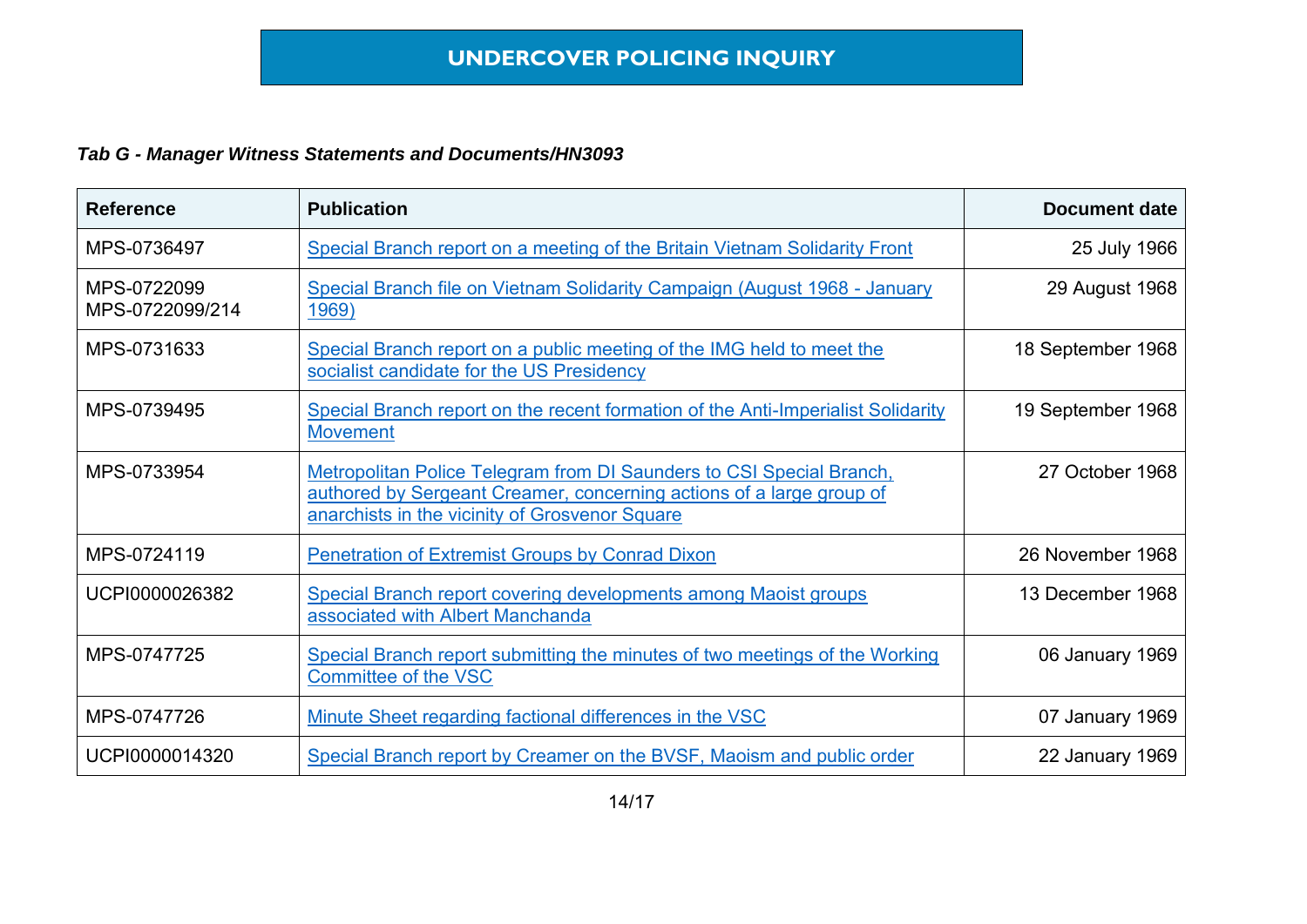# UNDERCOVER POLICING INQUIRY

***Tab G - Manager Witness Statements and Documents/HN3093***

| Reference | Publication | Document date |
|---|---|---|
| MPS-0736497 | Special Branch report on a meeting of the Britain Vietnam Solidarity Front | 25 July 1966 |
| MPS-0722099 MPS-0722099/214 | Special Branch file on Vietnam Solidarity Campaign (August 1968 - January 1969) | 29 August 1968 |
| MPS-0731633 | Special Branch report on a public meeting of the IMG held to meet the socialist candidate for the US Presidency | 18 September 1968 |
| MPS-0739495 | Special Branch report on the recent formation of the Anti-Imperialist Solidarity Movement | 19 September 1968 |
| MPS-0733954 | Metropolitan Police Telegram from DI Saunders to CSI Special Branch, authored by Sergeant Creamer, concerning actions of a large group of anarchists in the vicinity of Grosvenor Square | 27 October 1968 |
| MPS-0724119 | Penetration of Extremist Groups by Conrad Dixon | 26 November 1968 |
| UCPI0000026382 | Special Branch report covering developments among Maoist groups associated with Albert Manchanda | 13 December 1968 |
| MPS-0747725 | Special Branch report submitting the minutes of two meetings of the Working Committee of the VSC | 06 January 1969 |
| MPS-0747726 | Minute Sheet regarding factional differences in the VSC | 07 January 1969 |
| UCPI0000014320 | Special Branch report by Creamer on the BVSF, Maoism and public order | 22 January 1969 |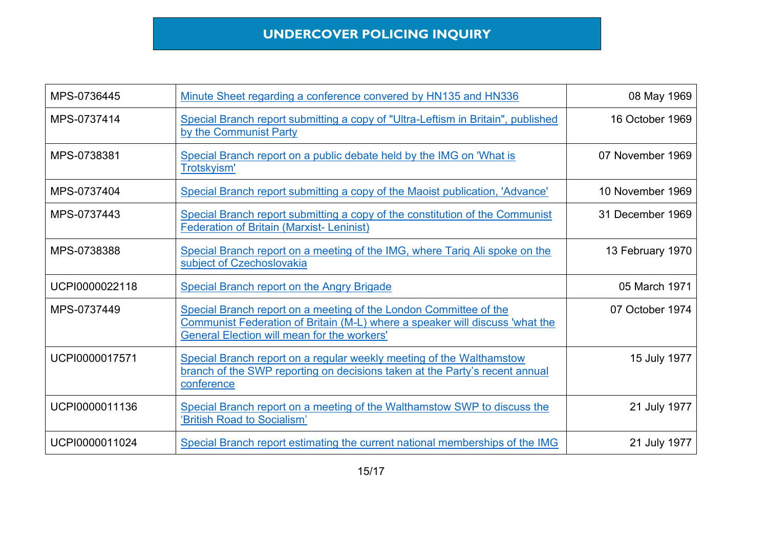# UNDERCOVER POLICING INQUIRY

| | | |
|---|---|---|
| MPS-0736445 | Minute Sheet regarding a conference convered by HN135 and HN336 | 08 May 1969 |
| MPS-0737414 | Special Branch report submitting a copy of "Ultra-Leftism in Britain", published by the Communist Party | 16 October 1969 |
| MPS-0738381 | Special Branch report on a public debate held by the IMG on 'What is Trotskyism' | 07 November 1969 |
| MPS-0737404 | Special Branch report submitting a copy of the Maoist publication, 'Advance' | 10 November 1969 |
| MPS-0737443 | Special Branch report submitting a copy of the constitution of the Communist Federation of Britain (Marxist- Leninist) | 31 December 1969 |
| MPS-0738388 | Special Branch report on a meeting of the IMG, where Tariq Ali spoke on the subject of Czechoslovakia | 13 February 1970 |
| UCPI0000022118 | Special Branch report on the Angry Brigade | 05 March 1971 |
| MPS-0737449 | Special Branch report on a meeting of the London Committee of the Communist Federation of Britain (M-L) where a speaker will discuss 'what the General Election will mean for the workers' | 07 October 1974 |
| UCPI0000017571 | Special Branch report on a regular weekly meeting of the Walthamstow branch of the SWP reporting on decisions taken at the Party's recent annual conference | 15 July 1977 |
| UCPI0000011136 | Special Branch report on a meeting of the Walthamstow SWP to discuss the 'British Road to Socialism' | 21 July 1977 |
| UCPI0000011024 | Special Branch report estimating the current national memberships of the IMG | 21 July 1977 |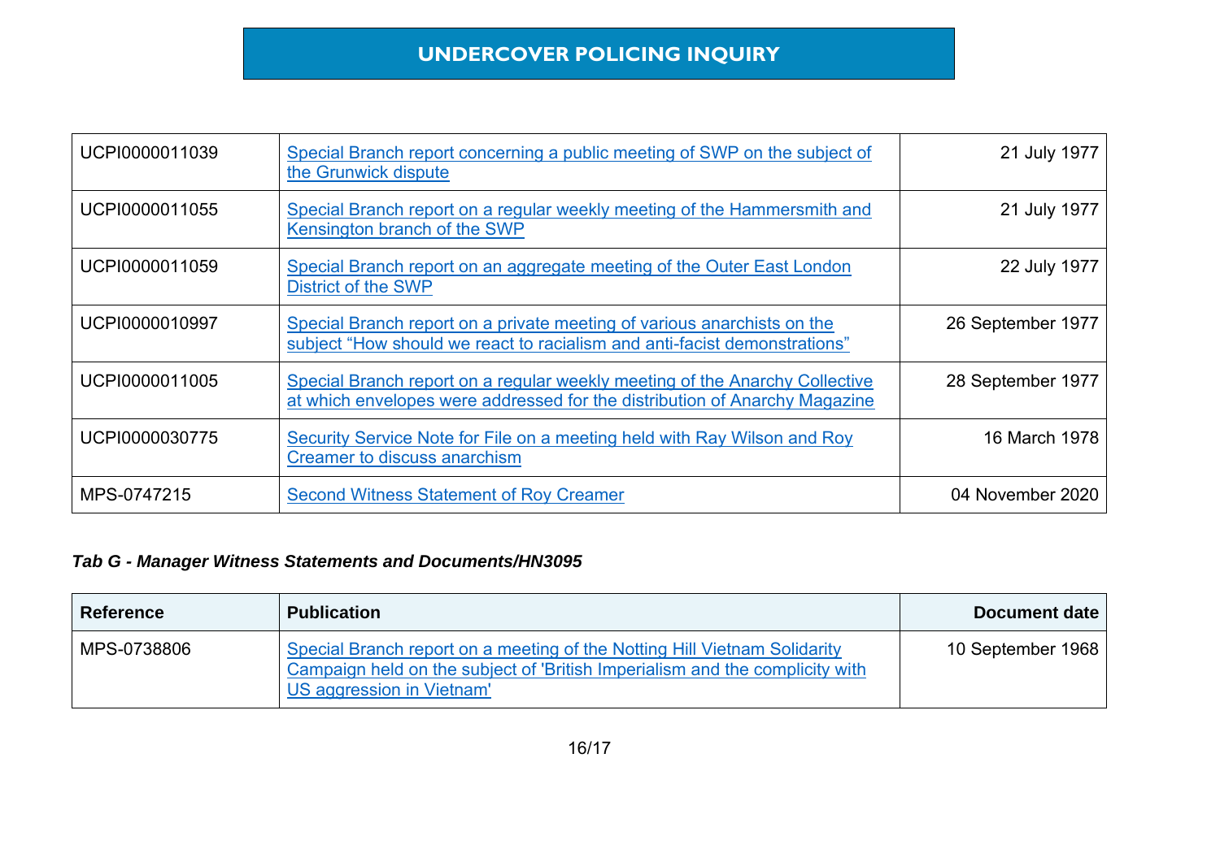| | | |
|---|---|---|
| UCPI0000011039 | Special Branch report concerning a public meeting of SWP on the subject of the Grunwick dispute | 21 July 1977 |
| UCPI0000011055 | Special Branch report on a regular weekly meeting of the Hammersmith and Kensington branch of the SWP | 21 July 1977 |
| UCPI0000011059 | Special Branch report on an aggregate meeting of the Outer East London District of the SWP | 22 July 1977 |
| UCPI0000010997 | Special Branch report on a private meeting of various anarchists on the subject "How should we react to racialism and anti-facist demonstrations" | 26 September 1977 |
| UCPI0000011005 | Special Branch report on a regular weekly meeting of the Anarchy Collective at which envelopes were addressed for the distribution of Anarchy Magazine | 28 September 1977 |
| UCPI0000030775 | Security Service Note for File on a meeting held with Ray Wilson and Roy Creamer to discuss anarchism | 16 March 1978 |
| MPS-0747215 | Second Witness Statement of Roy Creamer | 04 November 2020 |

***Tab G - Manager Witness Statements and Documents/HN3095***

| Reference | Publication | Document date |
|---|---|---|
| MPS-0738806 | Special Branch report on a meeting of the Notting Hill Vietnam Solidarity Campaign held on the subject of 'British Imperialism and the complicity with US aggression in Vietnam' | 10 September 1968 |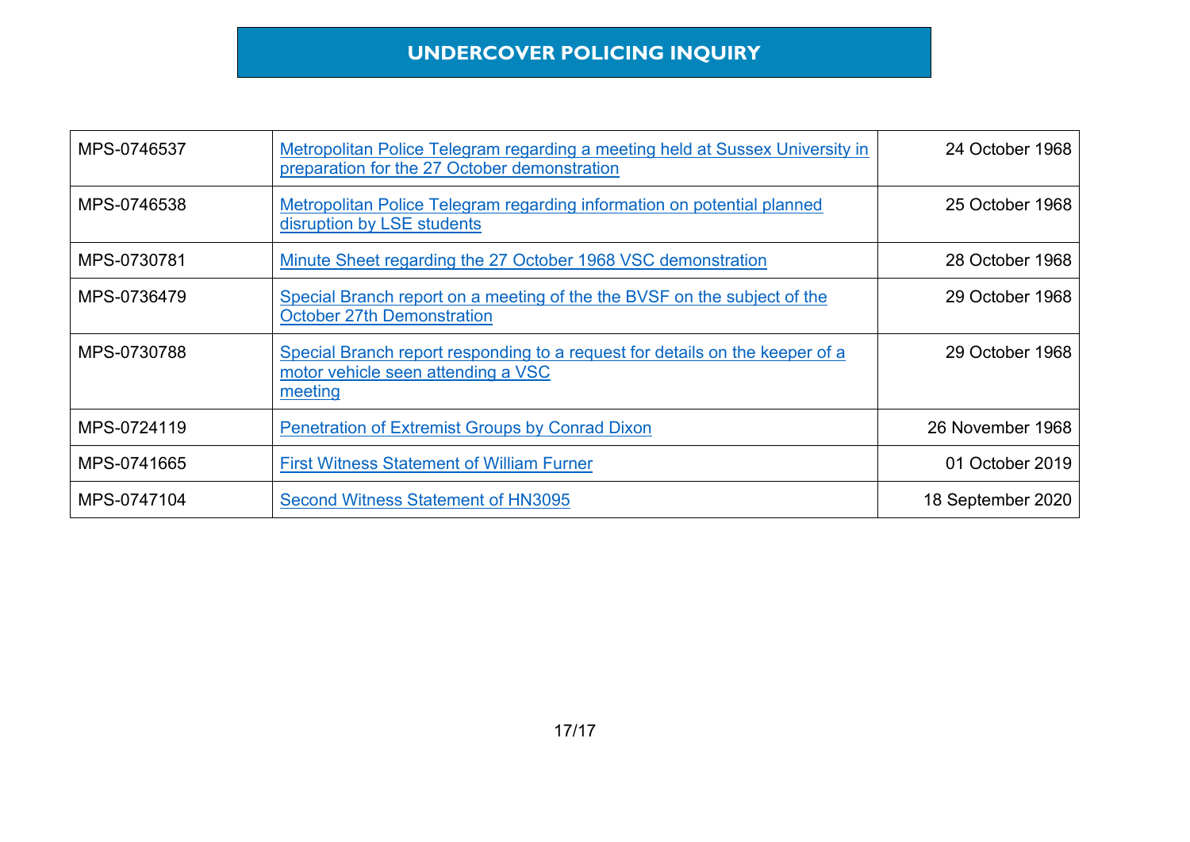| | | |
|---|---|---|
| MPS-0746537 | Metropolitan Police Telegram regarding a meeting held at Sussex University in preparation for the 27 October demonstration | 24 October 1968 |
| MPS-0746538 | Metropolitan Police Telegram regarding information on potential planned disruption by LSE students | 25 October 1968 |
| MPS-0730781 | Minute Sheet regarding the 27 October 1968 VSC demonstration | 28 October 1968 |
| MPS-0736479 | Special Branch report on a meeting of the the BVSF on the subject of the October 27th Demonstration | 29 October 1968 |
| MPS-0730788 | Special Branch report responding to a request for details on the keeper of a motor vehicle seen attending a VSC meeting | 29 October 1968 |
| MPS-0724119 | Penetration of Extremist Groups by Conrad Dixon | 26 November 1968 |
| MPS-0741665 | First Witness Statement of William Furner | 01 October 2019 |
| MPS-0747104 | Second Witness Statement of HN3095 | 18 September 2020 |